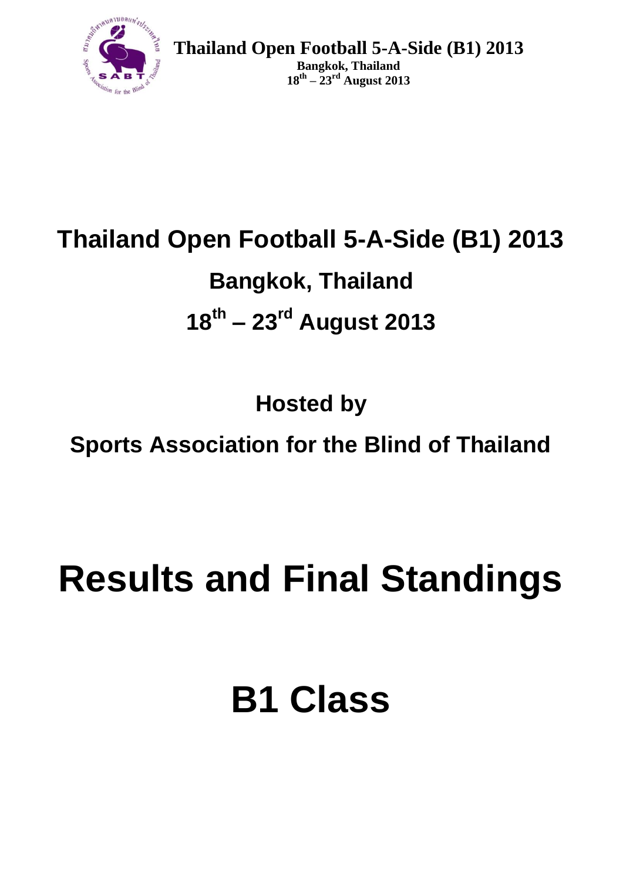# Thailand Open Football 5-A-Side (B1) 2013

## Bangkok, Thailand

## 18th – 23rd August 2013

### Hosted by

### Sports Association for the Blind of Thailand

# Results and Final Standings

# B1 Class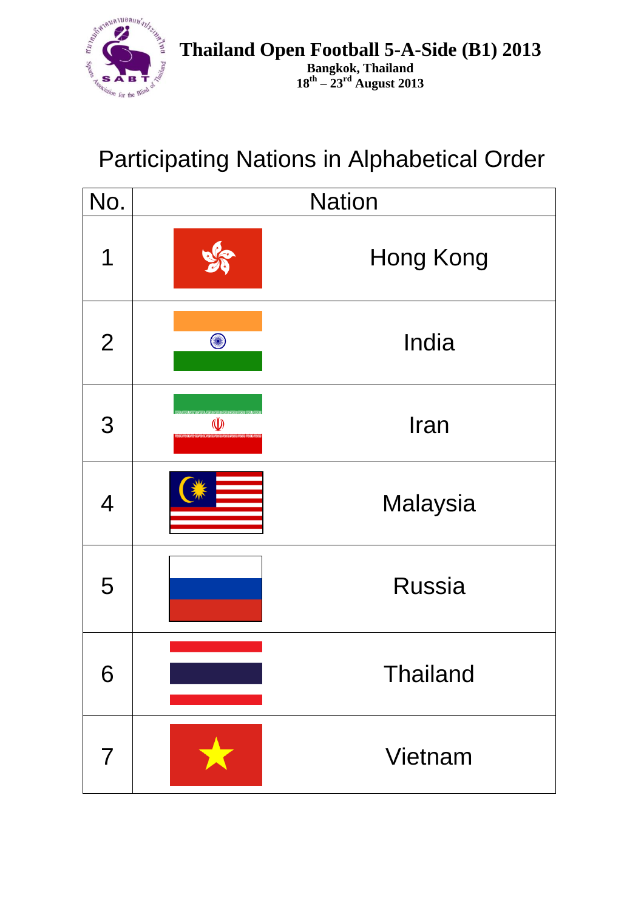# Thailand Open Football 5-A-Side (B1) 2013

**Bangkok, Thailand**
**18th – 23rd August 2013**

## Participating Nations in Alphabetical Order

| No. | Nation |
|---|---|
| 1 | Hong Kong |
| 2 | India |
| 3 | Iran |
| 4 | Malaysia |
| 5 | Russia |
| 6 | Thailand |
| 7 | Vietnam |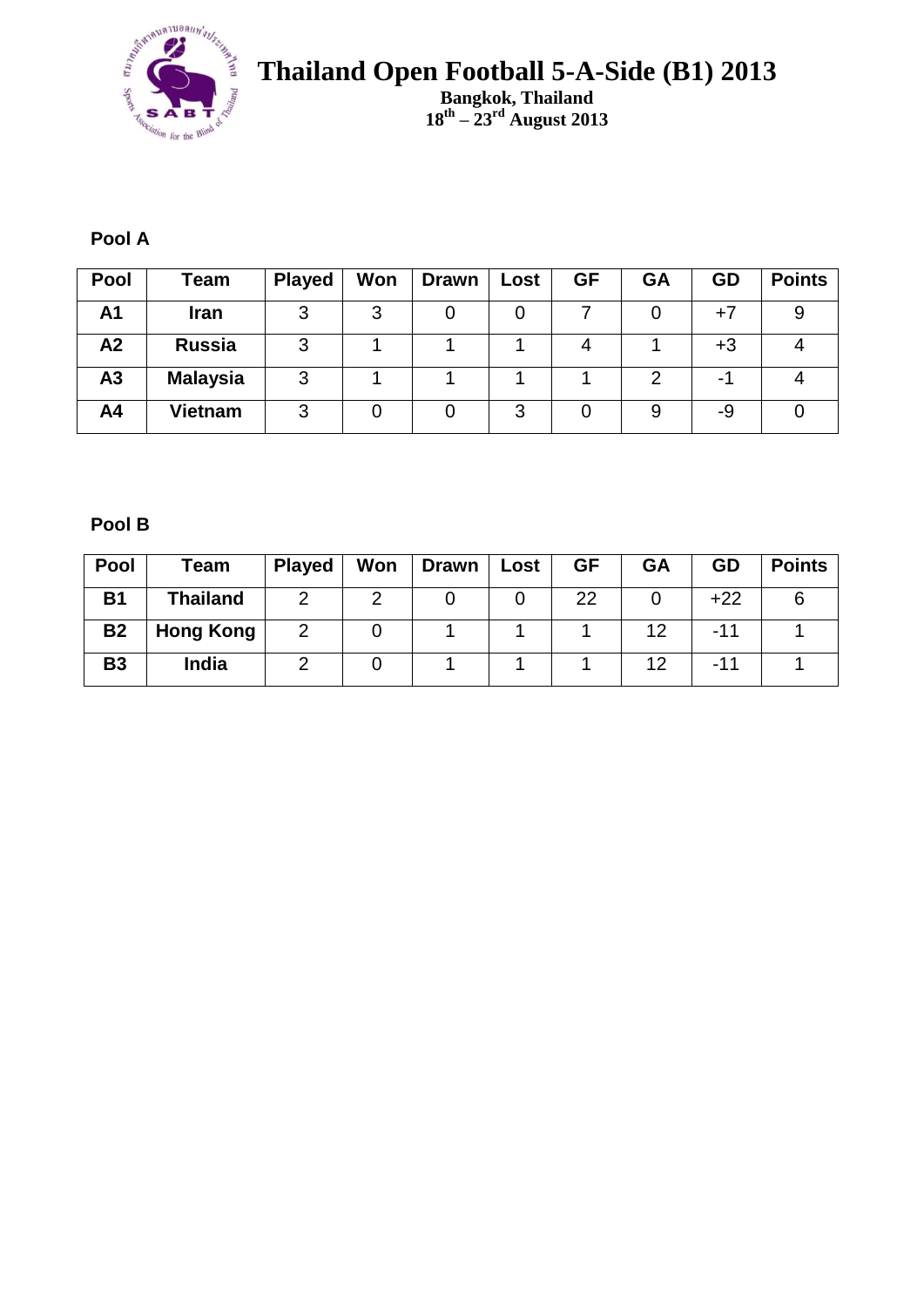# Thailand Open Football 5-A-Side (B1) 2013

**Bangkok, Thailand**
**18th – 23rd August 2013**

**Pool A**

| Pool | Team | Played | Won | Drawn | Lost | GF | GA | GD | Points |
|---|---|---|---|---|---|---|---|---|---|
| A1 | Iran | 3 | 3 | 0 | 0 | 7 | 0 | +7 | 9 |
| A2 | Russia | 3 | 1 | 1 | 1 | 4 | 1 | +3 | 4 |
| A3 | Malaysia | 3 | 1 | 1 | 1 | 1 | 2 | -1 | 4 |
| A4 | Vietnam | 3 | 0 | 0 | 3 | 0 | 9 | -9 | 0 |

**Pool B**

| Pool | Team | Played | Won | Drawn | Lost | GF | GA | GD | Points |
|---|---|---|---|---|---|---|---|---|---|
| B1 | Thailand | 2 | 2 | 0 | 0 | 22 | 0 | +22 | 6 |
| B2 | Hong Kong | 2 | 0 | 1 | 1 | 1 | 12 | -11 | 1 |
| B3 | India | 2 | 0 | 1 | 1 | 1 | 12 | -11 | 1 |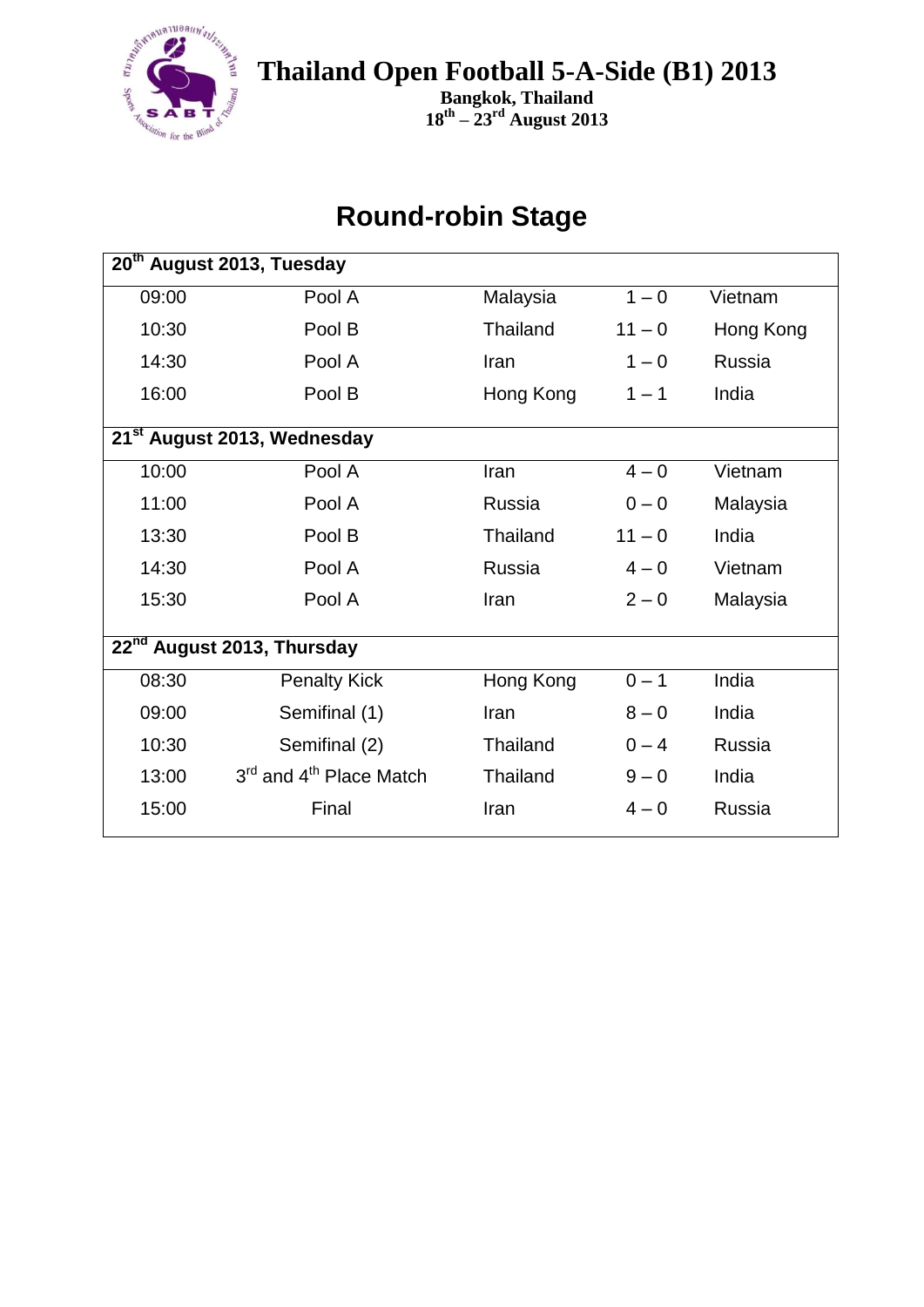# Thailand Open Football 5-A-Side (B1) 2013

**Bangkok, Thailand**
**18th – 23rd August 2013**

## Round-robin Stage

| 20th August 2013, Tuesday | | | | |
|---|---|---|---|---|
| 09:00 | Pool A | Malaysia | 1 – 0 | Vietnam |
| 10:30 | Pool B | Thailand | 11 – 0 | Hong Kong |
| 14:30 | Pool A | Iran | 1 – 0 | Russia |
| 16:00 | Pool B | Hong Kong | 1 – 1 | India |
| **21st August 2013, Wednesday** | | | | |
| 10:00 | Pool A | Iran | 4 – 0 | Vietnam |
| 11:00 | Pool A | Russia | 0 – 0 | Malaysia |
| 13:30 | Pool B | Thailand | 11 – 0 | India |
| 14:30 | Pool A | Russia | 4 – 0 | Vietnam |
| 15:30 | Pool A | Iran | 2 – 0 | Malaysia |
| **22nd August 2013, Thursday** | | | | |
| 08:30 | Penalty Kick | Hong Kong | 0 – 1 | India |
| 09:00 | Semifinal (1) | Iran | 8 – 0 | India |
| 10:30 | Semifinal (2) | Thailand | 0 – 4 | Russia |
| 13:00 | 3rd and 4th Place Match | Thailand | 9 – 0 | India |
| 15:00 | Final | Iran | 4 – 0 | Russia |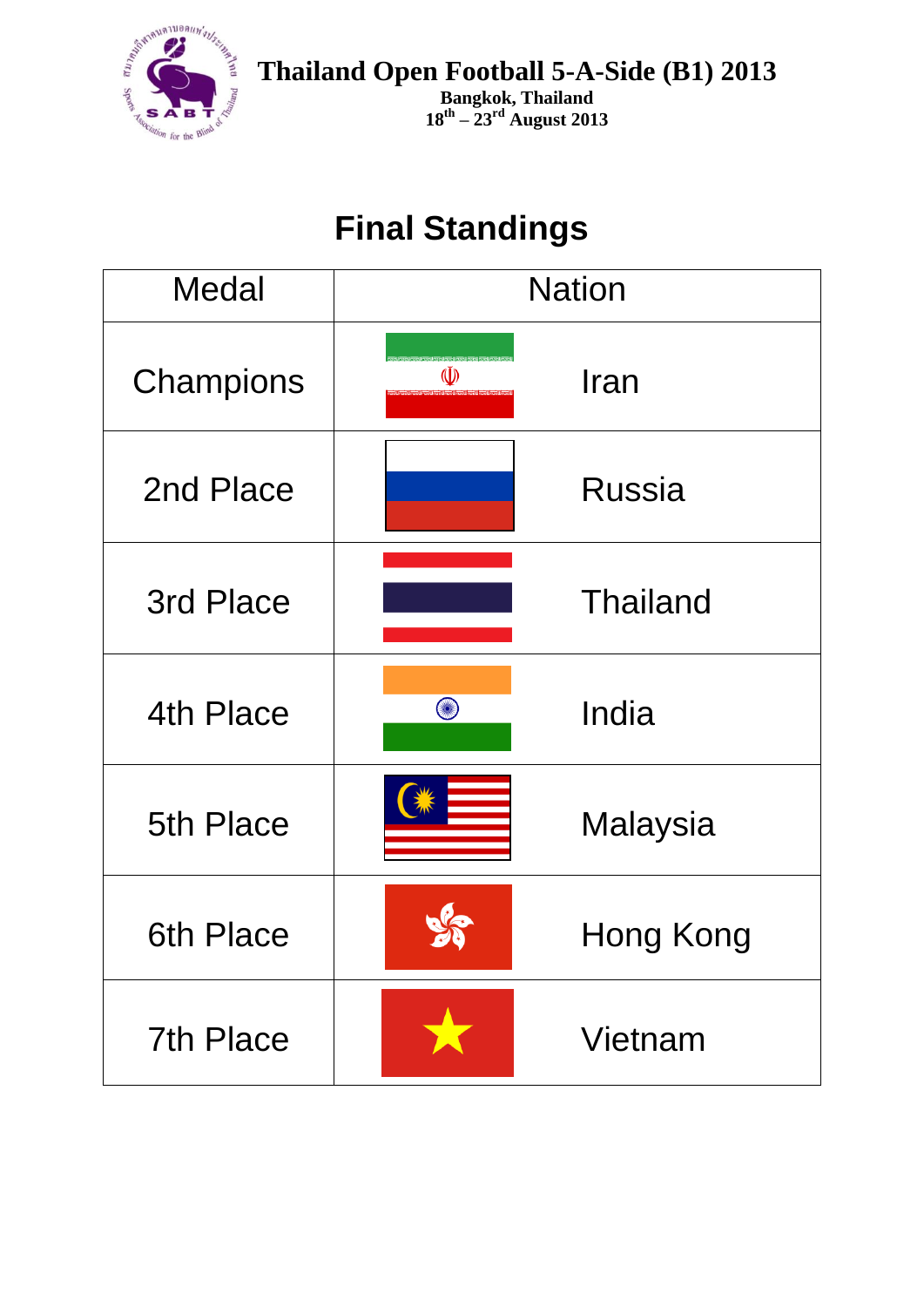# Thailand Open Football 5-A-Side (B1) 2013

**Bangkok, Thailand**

**18th – 23rd August 2013**

## Final Standings

| Medal | Nation |
|---|---|
| Champions | Iran |
| 2nd Place | Russia |
| 3rd Place | Thailand |
| 4th Place | India |
| 5th Place | Malaysia |
| 6th Place | Hong Kong |
| 7th Place | Vietnam |